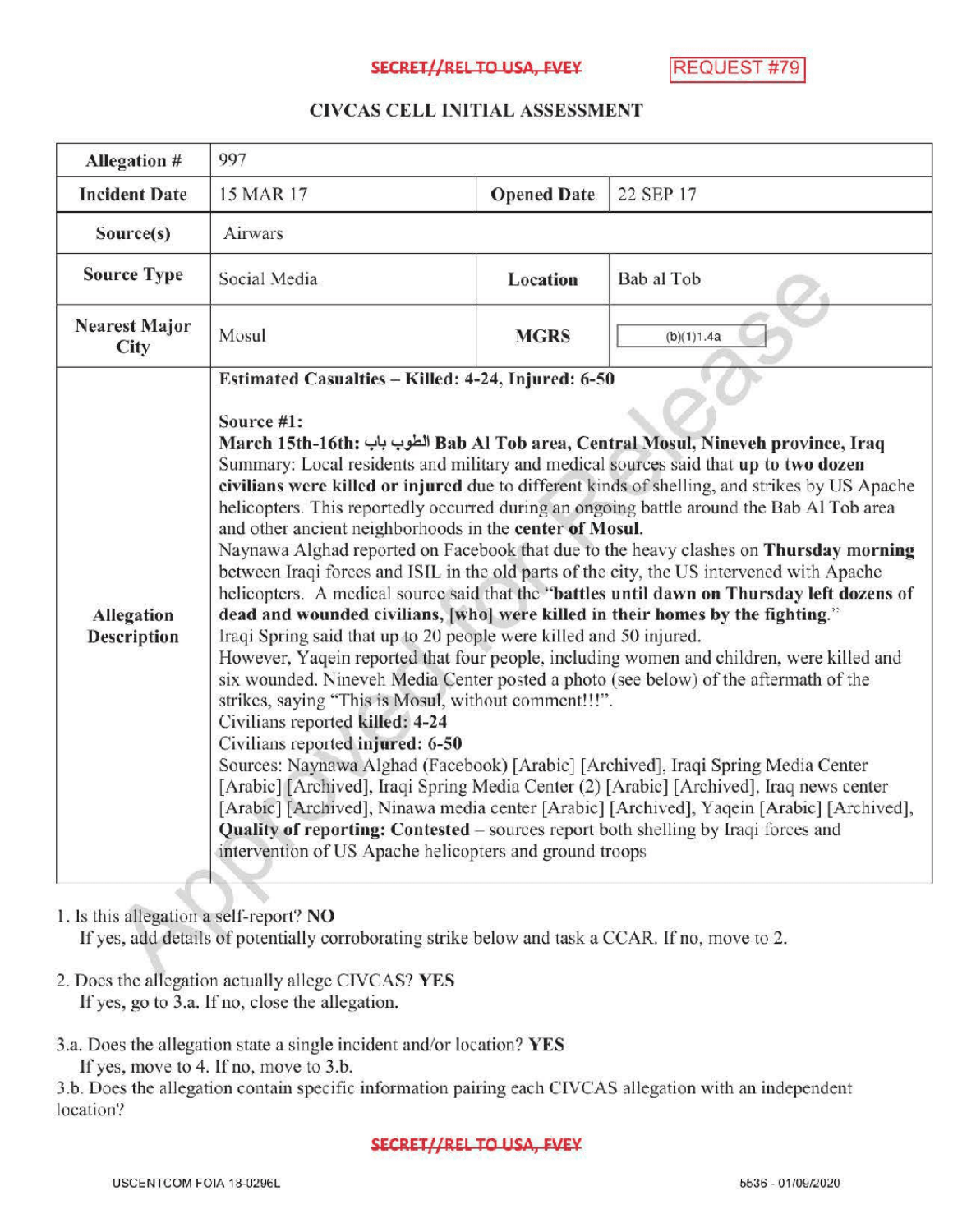SECRET//REL TO USA, FVEY

REQUEST #79

## CIVCAS CELL INITIAL ASSESSMENT

| Allegation # | 997 | | |
|---|---|---|---|
| Incident Date | 15 MAR 17 | Opened Date | 22 SEP 17 |
| Source(s) | Airwars | | |
| Source Type | Social Media | Location | Bab al Tob |
| Nearest Major City | Mosul | MGRS | (b)(1)1.4a |
| Allegation Description | **Estimated Casualties – Killed: 4-24, Injured: 6-50**<br><br>**Source #1:**<br>**March 15th-16th: الطوب باب Bab Al Tob area, Central Mosul, Nineveh province, Iraq**<br>Summary: Local residents and military and medical sources said that **up to two dozen civilians were killed or injured** due to different kinds of shelling, and strikes by US Apache helicopters. This reportedly occurred during an ongoing battle around the Bab Al Tob area and other ancient neighborhoods in the **center of Mosul.**<br>Naynawa Alghad reported on Facebook that due to the heavy clashes on **Thursday morning** between Iraqi forces and ISIL in the old parts of the city, the US intervened with Apache helicopters. A medical source said that the **"battles until dawn on Thursday left dozens of dead and wounded civilians, [who] were killed in their homes by the fighting.**"<br>Iraqi Spring said that up to 20 people were killed and 50 injured.<br>However, Yaqein reported that four people, including women and children, were killed and six wounded. Nineveh Media Center posted a photo (see below) of the aftermath of the strikes, saying "This is Mosul, without comment!!!".<br>Civilians reported **killed: 4-24**<br>Civilians reported **injured: 6-50**<br>Sources: Naynawa Alghad (Facebook) [Arabic] [Archived], Iraqi Spring Media Center [Arabic] [Archived], Iraqi Spring Media Center (2) [Arabic] [Archived], Iraq news center [Arabic] [Archived], Ninawa media center [Arabic] [Archived], Yaqein [Arabic] [Archived],<br>**Quality of reporting: Contested** – sources report both shelling by Iraqi forces and intervention of US Apache helicopters and ground troops | | |

1. Is this allegation a self-report? **NO**
   If yes, add details of potentially corroborating strike below and task a CCAR. If no, move to 2.

2. Does the allegation actually allege CIVCAS? **YES**
   If yes, go to 3.a. If no, close the allegation.

3.a. Does the allegation state a single incident and/or location? **YES**
   If yes, move to 4. If no, move to 3.b.

3.b. Does the allegation contain specific information pairing each CIVCAS allegation with an independent location?

SECRET//REL TO USA, FVEY

USCENTCOM FOIA 18-0296L

5536 - 01/09/2020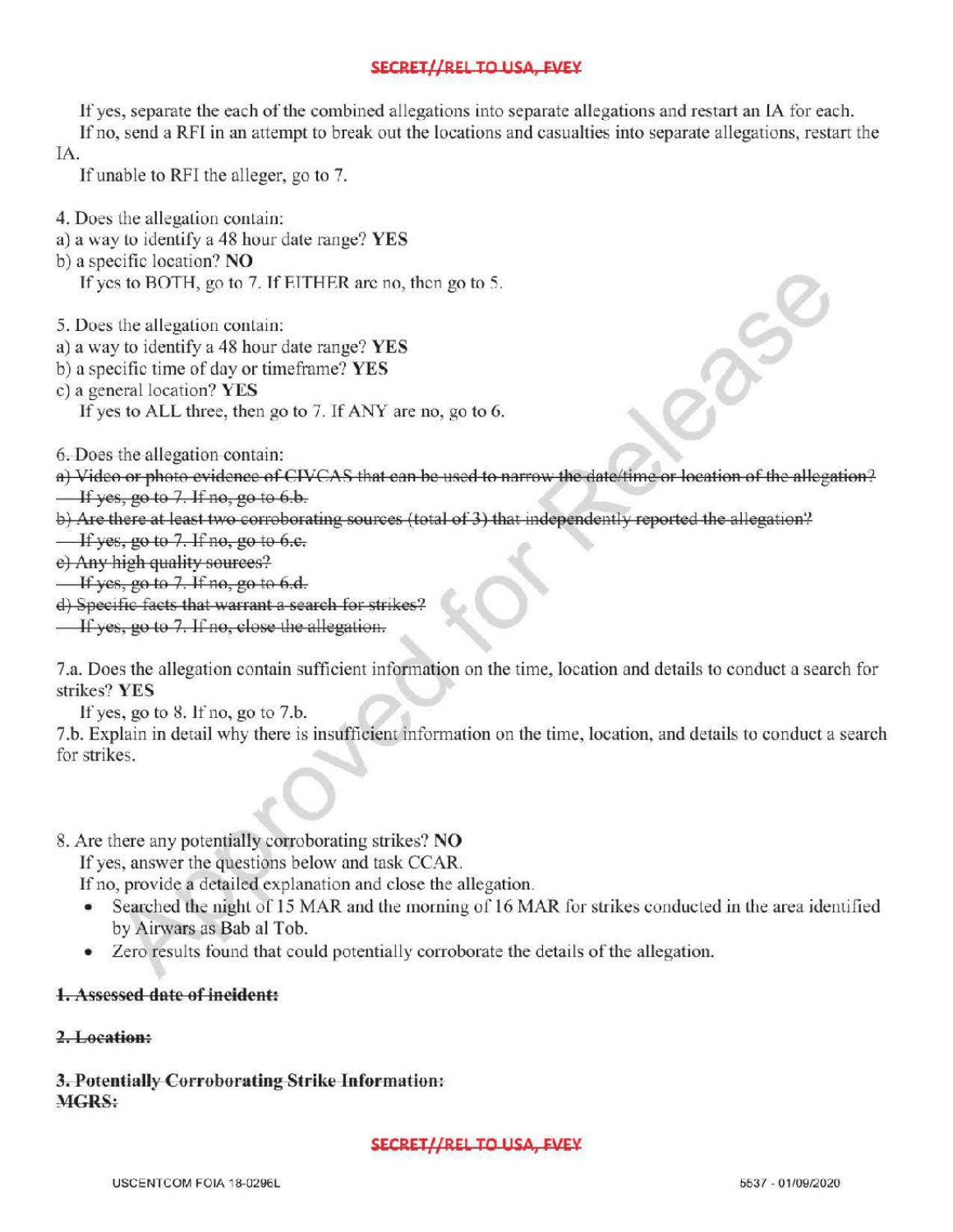If yes, separate the each of the combined allegations into separate allegations and restart an IA for each.

If no, send a RFI in an attempt to break out the locations and casualties into separate allegations, restart the IA.

If unable to RFI the alleger, go to 7.

4. Does the allegation contain:

a) a way to identify a 48 hour date range? **YES**

b) a specific location? **NO**

If yes to BOTH, go to 7. If EITHER are no, then go to 5.

5. Does the allegation contain:

a) a way to identify a 48 hour date range? **YES**

b) a specific time of day or timeframe? **YES**

c) a general location? **YES**

If yes to ALL three, then go to 7. If ANY are no, go to 6.

6. Does the allegation contain:

~~a) Video or photo evidence of CIVCAS that can be used to narrow the date/time or location of the allegation?~~

~~If yes, go to 7. If no, go to 6.b.~~

~~b) Are there at least two corroborating sources (total of 3) that independently reported the allegation?~~

~~If yes, go to 7. If no, go to 6.c.~~

~~c) Any high quality sources?~~

~~If yes, go to 7. If no, go to 6.d.~~

~~d) Specific facts that warrant a search for strikes?~~

~~If yes, go to 7. If no, close the allegation.~~

7.a. Does the allegation contain sufficient information on the time, location and details to conduct a search for strikes? **YES**

If yes, go to 8. If no, go to 7.b.

7.b. Explain in detail why there is insufficient information on the time, location, and details to conduct a search for strikes.

8. Are there any potentially corroborating strikes? **NO**

If yes, answer the questions below and task CCAR.

If no, provide a detailed explanation and close the allegation.

- Searched the night of 15 MAR and the morning of 16 MAR for strikes conducted in the area identified by Airwars as Bab al Tob.
- Zero results found that could potentially corroborate the details of the allegation.

~~**1. Assessed date of incident:**~~

~~**2. Location:**~~

~~**3. Potentially Corroborating Strike Information:**~~

~~**MGRS:**~~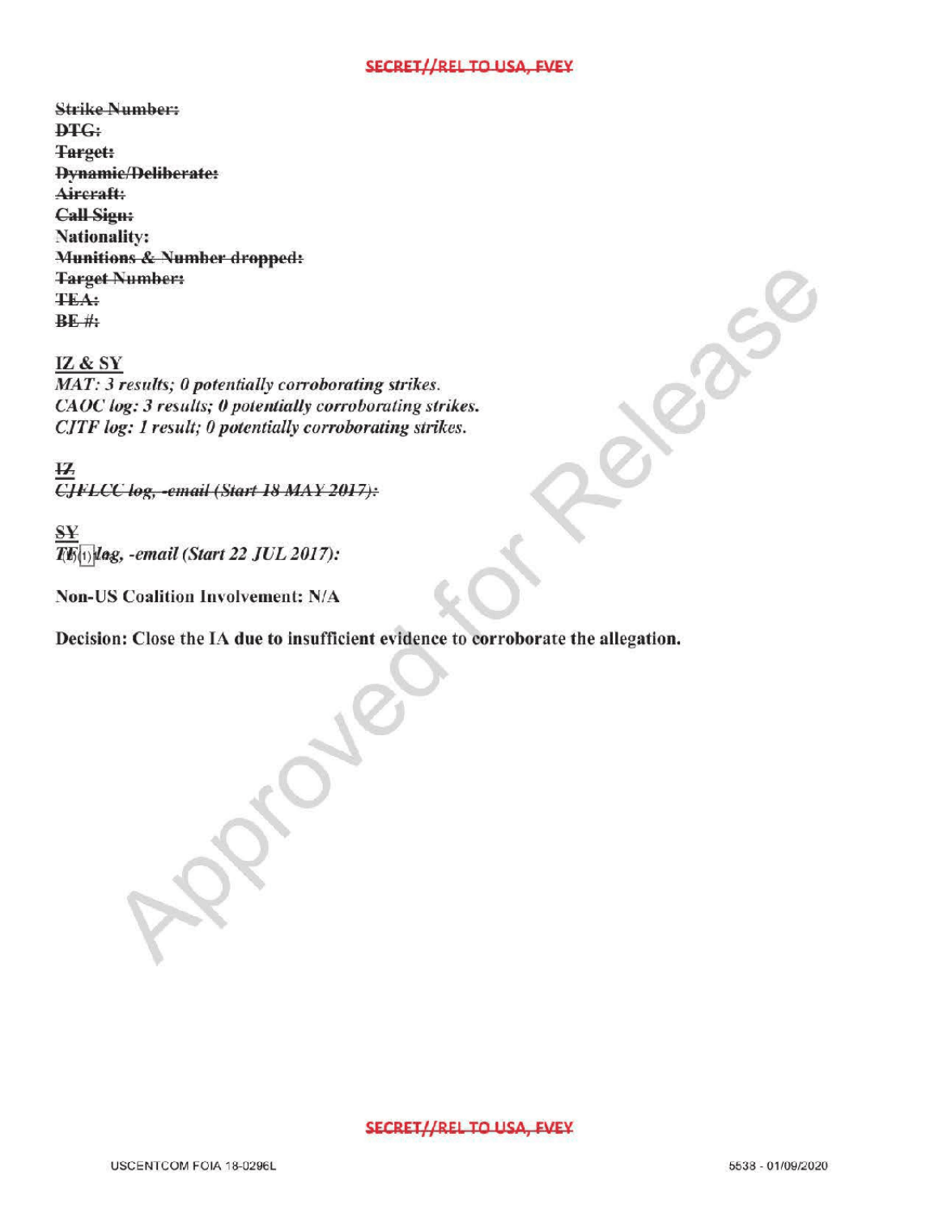~~Strike Number:~~
~~DTG:~~
~~Target:~~
~~Dynamic/Deliberate:~~
~~Aircraft:~~
~~Call Sign:~~
**Nationality:**
~~Munitions & Number dropped:~~
~~Target Number:~~
~~TEA:~~
~~BE #:~~

**IZ & SY**
*MAT: 3 results; 0 potentially corroborating strikes.*
*CAOC log: 3 results; 0 potentially corroborating strikes.*
*CJTF log: 1 result; 0 potentially corroborating strikes.*

~~**IZ**~~
~~*CJFLCC log, -email (Start 18 MAY 2017):*~~

~~**SY**~~
*TF (b)(1) log, -email (Start 22 JUL 2017):*

**Non-US Coalition Involvement: N/A**

**Decision: Close the IA due to insufficient evidence to corroborate the allegation.**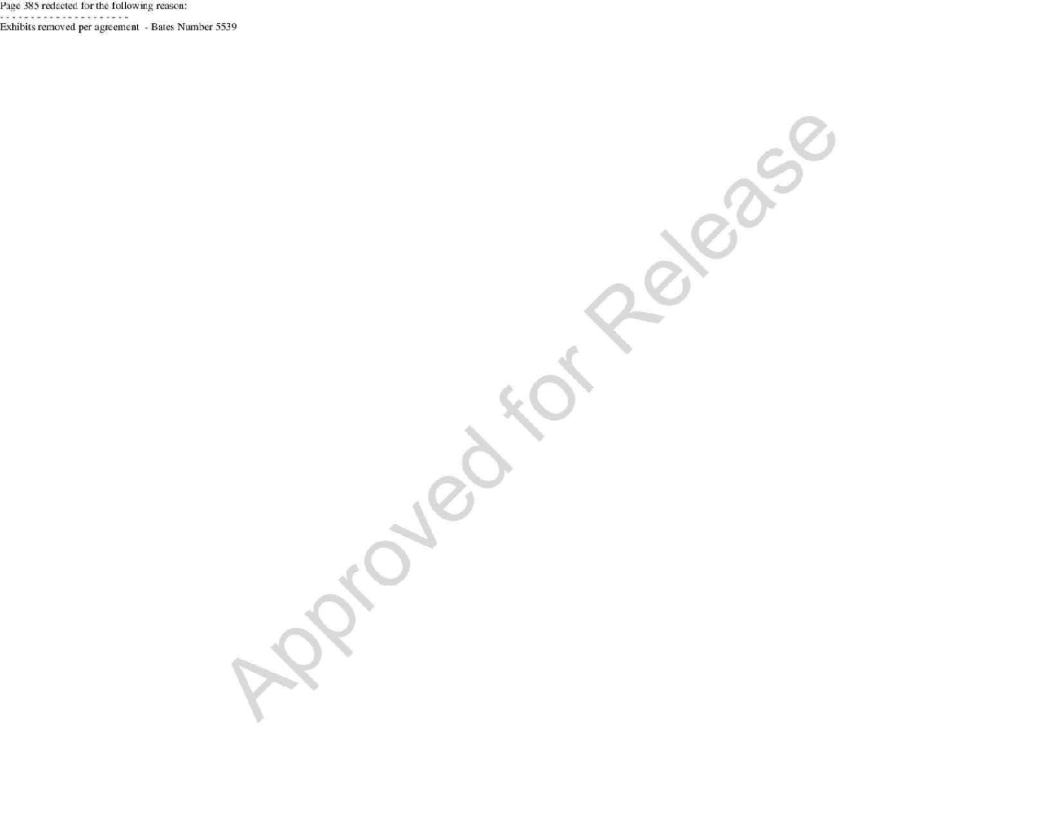Page 385 redacted for the following reason:

- - - - - - - - - - - - - - - - - - - -

Exhibits removed per agreement - Bates Number 5539

Approved for Release